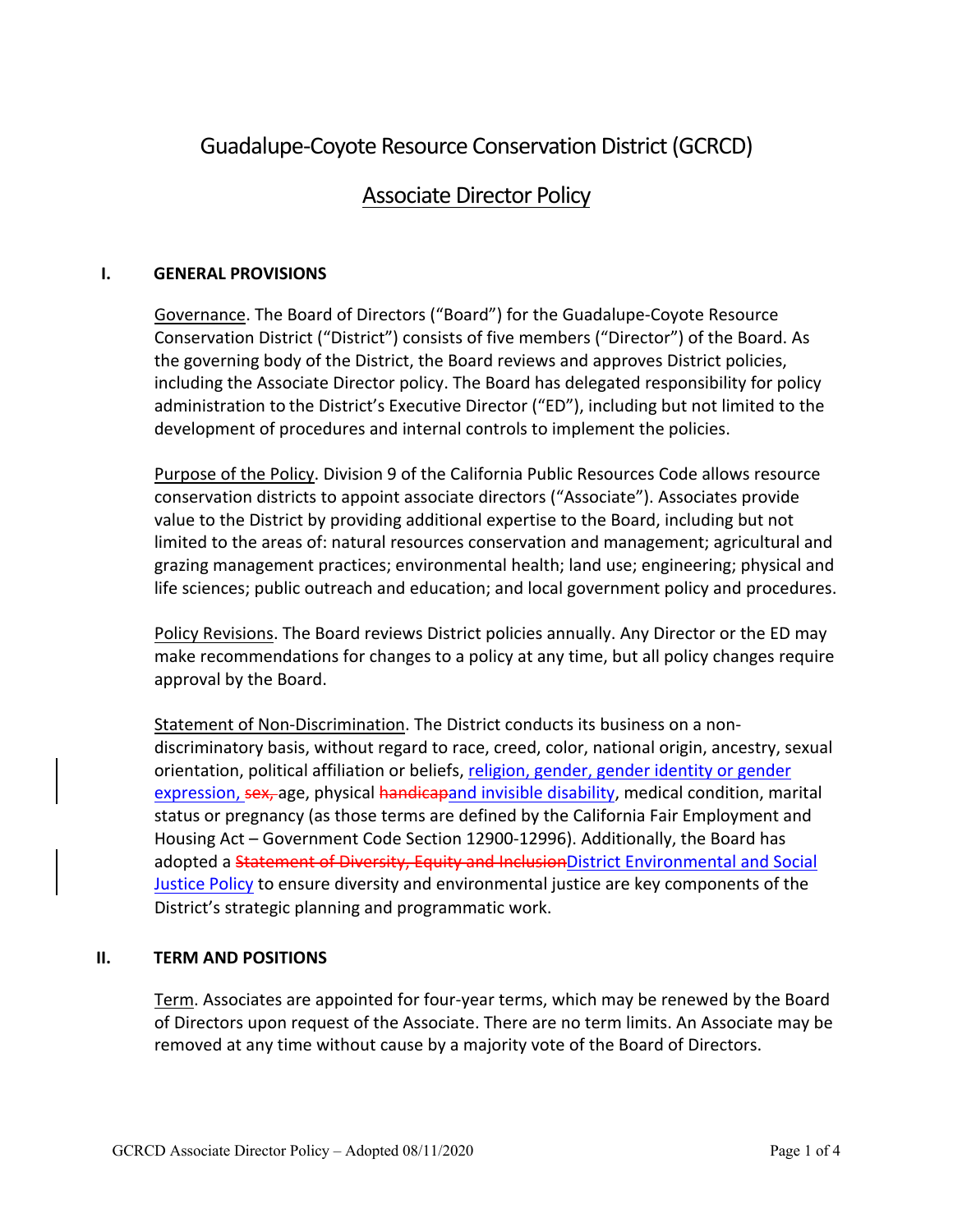# Guadalupe-Coyote Resource Conservation District (GCRCD)

## Associate Director Policy

### I. GENERAL PROVISIONS

Governance. The Board of Directors ("Board") for the Guadalupe-Coyote Resource Conservation District ("District") consists of five members ("Director") of the Board. As the governing body of the District, the Board reviews and approves District policies, including the Associate Director policy. The Board has delegated responsibility for policy administration to the District's Executive Director ("ED"), including but not limited to the development of procedures and internal controls to implement the policies.

Purpose of the Policy. Division 9 of the California Public Resources Code allows resource conservation districts to appoint associate directors ("Associate"). Associates provide value to the District by providing additional expertise to the Board, including but not limited to the areas of: natural resources conservation and management; agricultural and grazing management practices; environmental health; land use; engineering; physical and life sciences; public outreach and education; and local government policy and procedures.

Policy Revisions. The Board reviews District policies annually. Any Director or the ED may make recommendations for changes to a policy at any time, but all policy changes require approval by the Board.

Statement of Non-Discrimination. The District conducts its business on a non-discriminatory basis, without regard to race, creed, color, national origin, ancestry, sexual orientation, political affiliation or beliefs, religion, gender, gender identity or gender expression, ~~sex,~~ age, physical ~~handicap~~and invisible disability, medical condition, marital status or pregnancy (as those terms are defined by the California Fair Employment and Housing Act – Government Code Section 12900-12996). Additionally, the Board has adopted a ~~Statement of Diversity, Equity and Inclusion~~District Environmental and Social Justice Policy to ensure diversity and environmental justice are key components of the District's strategic planning and programmatic work.

### II. TERM AND POSITIONS

Term. Associates are appointed for four-year terms, which may be renewed by the Board of Directors upon request of the Associate. There are no term limits. An Associate may be removed at any time without cause by a majority vote of the Board of Directors.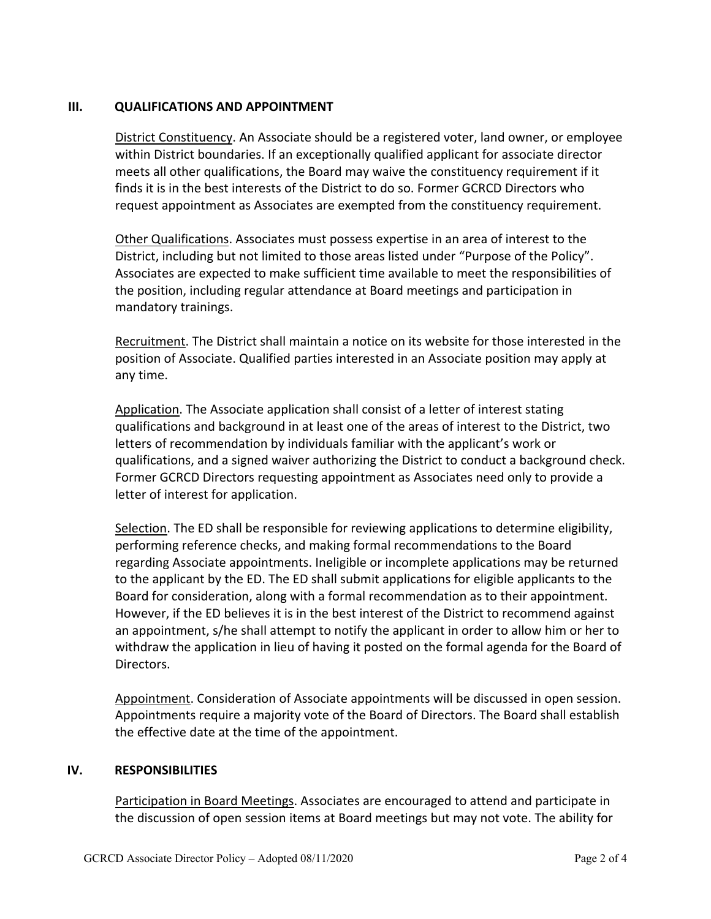## III. QUALIFICATIONS AND APPOINTMENT

District Constituency. An Associate should be a registered voter, land owner, or employee within District boundaries. If an exceptionally qualified applicant for associate director meets all other qualifications, the Board may waive the constituency requirement if it finds it is in the best interests of the District to do so. Former GCRCD Directors who request appointment as Associates are exempted from the constituency requirement.

Other Qualifications. Associates must possess expertise in an area of interest to the District, including but not limited to those areas listed under "Purpose of the Policy". Associates are expected to make sufficient time available to meet the responsibilities of the position, including regular attendance at Board meetings and participation in mandatory trainings.

Recruitment. The District shall maintain a notice on its website for those interested in the position of Associate. Qualified parties interested in an Associate position may apply at any time.

Application. The Associate application shall consist of a letter of interest stating qualifications and background in at least one of the areas of interest to the District, two letters of recommendation by individuals familiar with the applicant's work or qualifications, and a signed waiver authorizing the District to conduct a background check. Former GCRCD Directors requesting appointment as Associates need only to provide a letter of interest for application.

Selection. The ED shall be responsible for reviewing applications to determine eligibility, performing reference checks, and making formal recommendations to the Board regarding Associate appointments. Ineligible or incomplete applications may be returned to the applicant by the ED. The ED shall submit applications for eligible applicants to the Board for consideration, along with a formal recommendation as to their appointment. However, if the ED believes it is in the best interest of the District to recommend against an appointment, s/he shall attempt to notify the applicant in order to allow him or her to withdraw the application in lieu of having it posted on the formal agenda for the Board of Directors.

Appointment. Consideration of Associate appointments will be discussed in open session. Appointments require a majority vote of the Board of Directors. The Board shall establish the effective date at the time of the appointment.

## IV. RESPONSIBILITIES

Participation in Board Meetings. Associates are encouraged to attend and participate in the discussion of open session items at Board meetings but may not vote. The ability for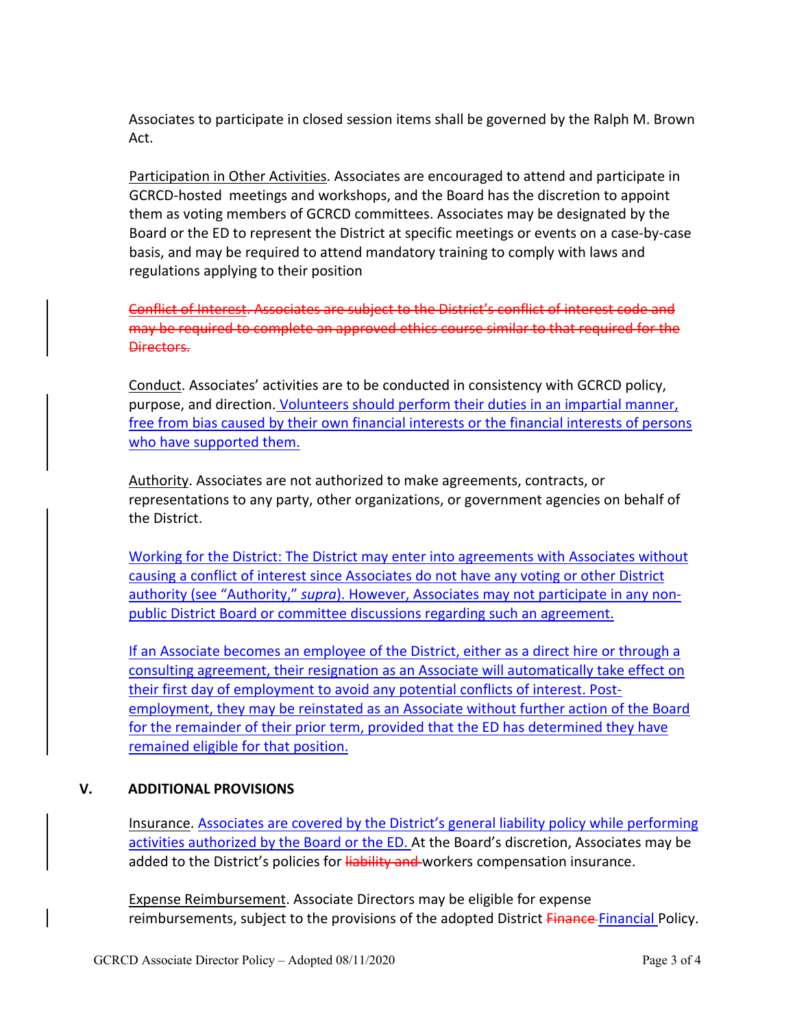Associates to participate in closed session items shall be governed by the Ralph M. Brown Act.

Participation in Other Activities. Associates are encouraged to attend and participate in GCRCD-hosted meetings and workshops, and the Board has the discretion to appoint them as voting members of GCRCD committees. Associates may be designated by the Board or the ED to represent the District at specific meetings or events on a case-by-case basis, and may be required to attend mandatory training to comply with laws and regulations applying to their position

~~Conflict of Interest. Associates are subject to the District's conflict of interest code and may be required to complete an approved ethics course similar to that required for the Directors.~~

Conduct. Associates' activities are to be conducted in consistency with GCRCD policy, purpose, and direction. Volunteers should perform their duties in an impartial manner, free from bias caused by their own financial interests or the financial interests of persons who have supported them.

Authority. Associates are not authorized to make agreements, contracts, or representations to any party, other organizations, or government agencies on behalf of the District.

Working for the District: The District may enter into agreements with Associates without causing a conflict of interest since Associates do not have any voting or other District authority (see "Authority," *supra*). However, Associates may not participate in any non-public District Board or committee discussions regarding such an agreement.

If an Associate becomes an employee of the District, either as a direct hire or through a consulting agreement, their resignation as an Associate will automatically take effect on their first day of employment to avoid any potential conflicts of interest. Post-employment, they may be reinstated as an Associate without further action of the Board for the remainder of their prior term, provided that the ED has determined they have remained eligible for that position.

## V. ADDITIONAL PROVISIONS

Insurance. Associates are covered by the District's general liability policy while performing activities authorized by the Board or the ED. At the Board's discretion, Associates may be added to the District's policies for ~~liability and~~ workers compensation insurance.

Expense Reimbursement. Associate Directors may be eligible for expense reimbursements, subject to the provisions of the adopted District ~~Finance~~ Financial Policy.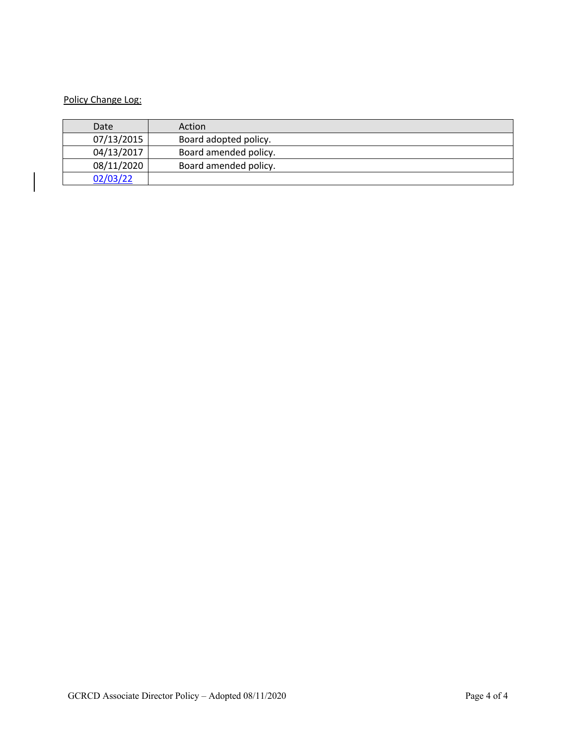Policy Change Log:

| Date | Action |
|---|---|
| 07/13/2015 | Board adopted policy. |
| 04/13/2017 | Board amended policy. |
| 08/11/2020 | Board amended policy. |
| 02/03/22 | |